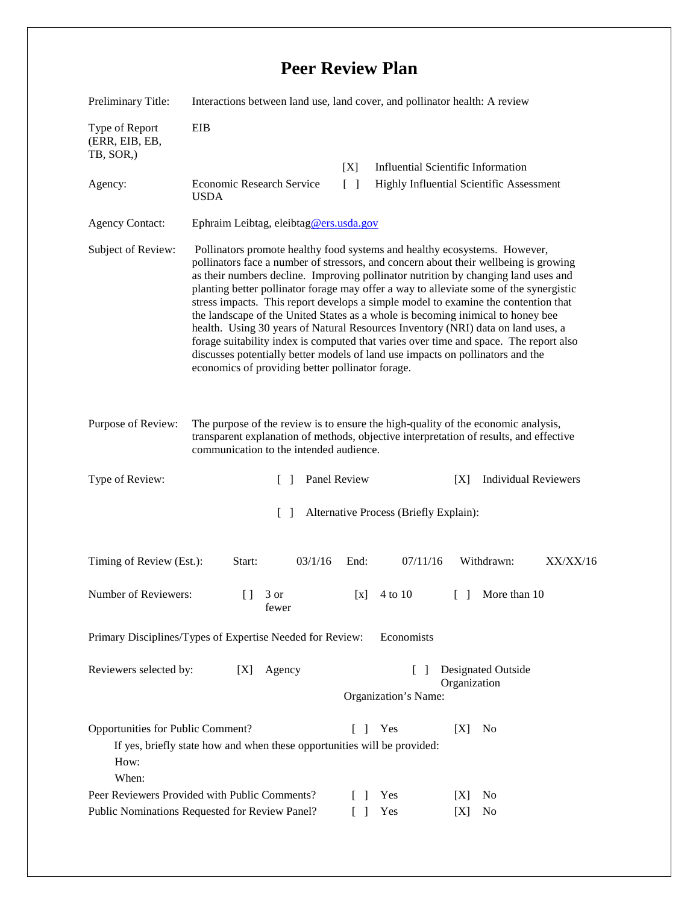# Peer Review Plan

Preliminary Title: Interactions between land use, land cover, and pollinator health: A review

Type of Report (ERR, EIB, EB, TB, SOR,): EIB

Agency: Economic Research Service USDA

[X] Influential Scientific Information

[ ] Highly Influential Scientific Assessment

Agency Contact: Ephraim Leibtag, eleibtag@ers.usda.gov

Subject of Review: Pollinators promote healthy food systems and healthy ecosystems. However, pollinators face a number of stressors, and concern about their wellbeing is growing as their numbers decline. Improving pollinator nutrition by changing land uses and planting better pollinator forage may offer a way to alleviate some of the synergistic stress impacts. This report develops a simple model to examine the contention that the landscape of the United States as a whole is becoming inimical to honey bee health. Using 30 years of Natural Resources Inventory (NRI) data on land uses, a forage suitability index is computed that varies over time and space. The report also discusses potentially better models of land use impacts on pollinators and the economics of providing better pollinator forage.

Purpose of Review: The purpose of the review is to ensure the high-quality of the economic analysis, transparent explanation of methods, objective interpretation of results, and effective communication to the intended audience.

Type of Review: [ ] Panel Review [X] Individual Reviewers

[ ] Alternative Process (Briefly Explain):

Timing of Review (Est.): Start: 03/1/16 End: 07/11/16 Withdrawn: XX/XX/16

Number of Reviewers: [ ] 3 or fewer [x] 4 to 10 [ ] More than 10

Primary Disciplines/Types of Expertise Needed for Review: Economists

Reviewers selected by: [X] Agency [ ] Designated Outside Organization

Organization's Name:

Opportunities for Public Comment? [ ] Yes [X] No

If yes, briefly state how and when these opportunities will be provided:

How:

When:

Peer Reviewers Provided with Public Comments? [ ] Yes [X] No

Public Nominations Requested for Review Panel? [ ] Yes [X] No